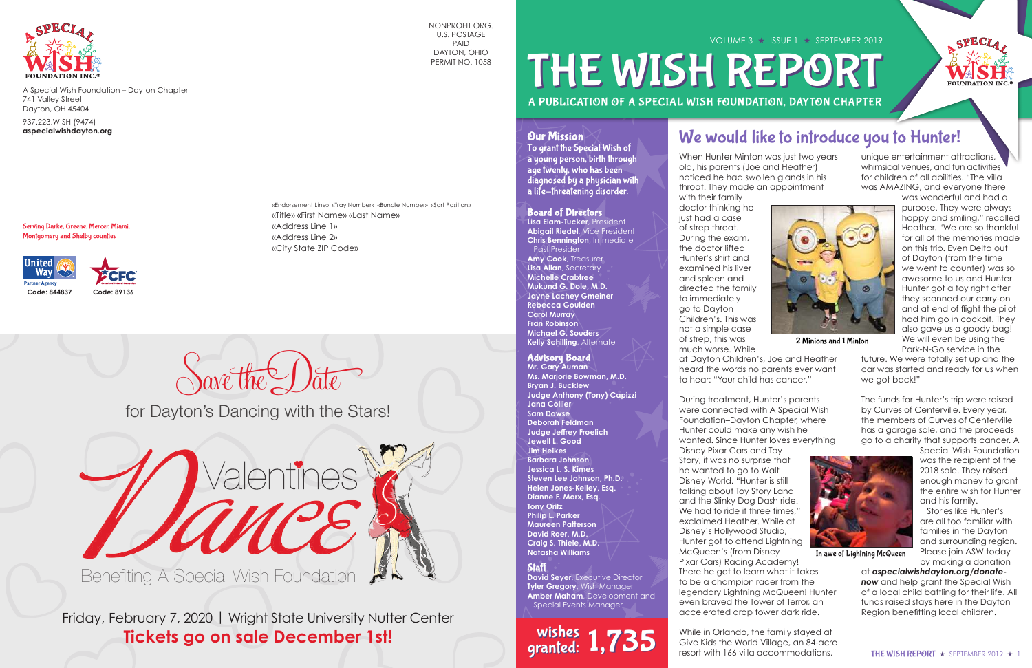A Special Wish Foundation – Dayton Chapter
741 Valley Street
Dayton, OH 45404

937.223.WISH (9474)
**aspecialwishdayton.org**

NONPROFIT ORG.
U.S. POSTAGE
PAID
DAYTON, OHIO
PERMIT NO. 1058

«Endorsement Line» «Tray Number» «Bundle Number» «Sort Position»
«Title» «First Name» «Last Name»
«Address Line 1»
«Address Line 2»
«City State ZIP Code»

Serving Darke, Greene, Mercer, Miami, Montgomery and Shelby counties

United Way Partner Agency Code: 844837

CFC Code: 89136

## Save the Date

for Dayton's Dancing with the Stars!

# Valentines Dance

Benefiting A Special Wish Foundation

Friday, February 7, 2020 | Wright State University Nutter Center

**Tickets go on sale December 1st!**

VOLUME 3 ★ ISSUE 1 ★ SEPTEMBER 2019

# THE WISH REPORT

**A PUBLICATION OF A SPECIAL WISH FOUNDATION, DAYTON CHAPTER**

### Our Mission

To grant the Special Wish of a young person, birth through age twenty, who has been diagnosed by a physician with a life-threatening disorder.

### Board of Directors

**Lisa Elam-Tucker**, President
**Abigail Riedel**, Vice President
**Chris Bennington**, Immediate Past President
**Amy Cook**, Treasurer
**Lisa Allan**, Secretary
**Michelle Crabtree**
**Mukund G. Dole, M.D.**
**Jayne Lachey Gmeiner**
**Rebecca Goulden**
**Carol Murray**
**Fran Robinson**
**Michael G. Souders**
**Kelly Schilling**, Alternate

### Advisory Board

**Mr. Gary Auman**
**Ms. Marjorie Bowman, M.D.**
**Bryan J. Bucklew**
**Judge Anthony (Tony) Capizzi**
**Jana Collier**
**Sam Dawse**
**Deborah Feldman**
**Judge Jeffrey Froelich**
**Jewell L. Good**
**Jim Heikes**
**Barbara Johnson**
**Jessica L. S. Kimes**
**Steven Lee Johnson, Ph.D.**
**Helen Jones-Kelley, Esq.**
**Dianne F. Marx, Esq.**
**Tony Oritz**
**Philip L. Parker**
**Maureen Patterson**
**David Roer, M.D.**
**Craig S. Thiele, M.D.**
**Natasha Williams**

### Staff

**David Seyer**, Executive Director
**Tyler Gregory**, Wish Manager
**Amber Maham**, Development and Special Events Manager

**wishes granted: 1,735**

## We would like to introduce you to Hunter!

When Hunter Minton was just two years old, his parents (Joe and Heather) noticed he had swollen glands in his throat. They made an appointment with their family doctor thinking he just had a case of strep throat. During the exam, the doctor lifted Hunter's shirt and examined his liver and spleen and directed the family to immediately go to Dayton Children's. This was not a simple case of strep, this was much worse. While at Dayton Children's, Joe and Heather heard the words no parents ever want to hear: "Your child has cancer."

2 Minions and 1 Minton

During treatment, Hunter's parents were connected with A Special Wish Foundation–Dayton Chapter, where Hunter could make any wish he wanted. Since Hunter loves everything Disney Pixar Cars and Toy Story, it was no surprise that he wanted to go to Walt Disney World. "Hunter is still talking about Toy Story Land and the Slinky Dog Dash ride! We had to ride it three times," exclaimed Heather. While at Disney's Hollywood Studio, Hunter got to attend Lightning McQueen's (from Disney Pixar Cars) Racing Academy! There he got to learn what it takes to be a champion racer from the legendary Lightning McQueen! Hunter even braved the Tower of Terror, an accelerated drop tower dark ride.

In awe of Lightning McQueen

While in Orlando, the family stayed at Give Kids the World Village, an 84-acre resort with 166 villa accommodations, unique entertainment attractions, whimsical venues, and fun activities for children of all abilities. "The villa was AMAZING, and everyone there was wonderful and had a purpose. They were always happy and smiling," recalled Heather. "We are so thankful for all of the memories made on this trip. Even Delta out of Dayton (from the time we went to counter) was so awesome to us and Hunter! Hunter got a toy right after they scanned our carry-on and at end of flight the pilot had him go in cockpit. They also gave us a goody bag! We will even be using the Park-N-Go service in the future. We were totally set up and the car was started and ready for us when we got back!"

The funds for Hunter's trip were raised by Curves of Centerville. Every year, the members of Curves of Centerville has a garage sale, and the proceeds go to a charity that supports cancer. A Special Wish Foundation was the recipient of the 2018 sale. They raised enough money to grant the entire wish for Hunter and his family.

Stories like Hunter's are all too familiar with families in the Dayton and surrounding region. Please join ASW today by making a donation at ***aspecialwishdayton.org/donate-now*** and help grant the Special Wish of a local child battling for their life. All funds raised stays here in the Dayton Region benefitting local children.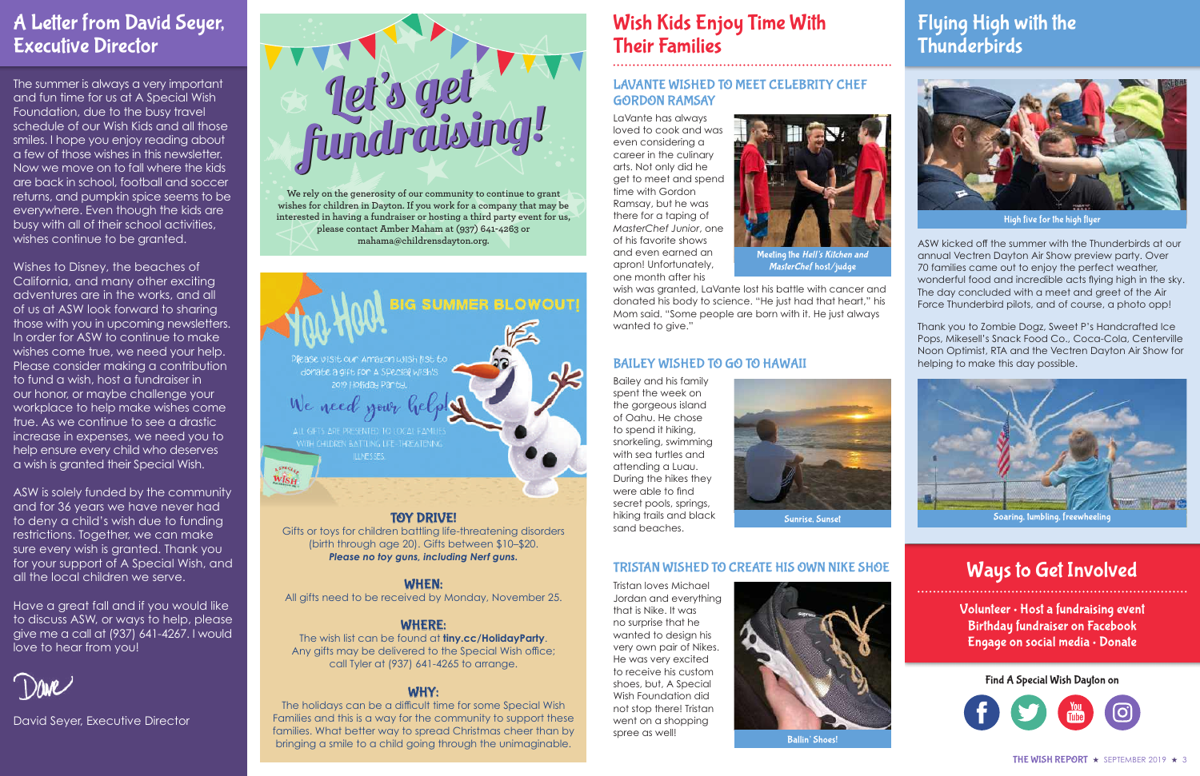# A Letter from David Seyer, Executive Director

The summer is always a very important and fun time for us at A Special Wish Foundation, due to the busy travel schedule of our Wish Kids and all those smiles. I hope you enjoy reading about a few of those wishes in this newsletter. Now we move on to fall where the kids are back in school, football and soccer returns, and pumpkin spice seems to be everywhere. Even though the kids are busy with all of their school activities, wishes continue to be granted.

Wishes to Disney, the beaches of California, and many other exciting adventures are in the works, and all of us at ASW look forward to sharing those with you in upcoming newsletters. In order for ASW to continue to make wishes come true, we need your help! Please consider making a contribution to fund a wish, host a fundraiser in our honor, or maybe challenge your workplace to help make wishes come true. As we continue to see a drastic increase in expenses, we need you to help ensure every child who deserves a wish is granted their Special Wish.

ASW is solely funded by the community and for 36 years we have never had to deny a child's wish due to funding restrictions. Together, we can make sure every wish is granted. Thank you for your support of A Special Wish, and all the local children we serve.

Have a great fall and if you would like to discuss ASW, or ways to help, please give me a call at (937) 641-4267. I would love to hear from you!

Dave

David Seyer, Executive Director

# Let's get fundraising!

We rely on the generosity of our community to continue to grant wishes for children in Dayton. If you work for a company that may be interested in having a fundraiser or hosting a third party event for us, please contact Amber Maham at (937) 641-4263 or mahama@childrensdayton.org.

# Yoo Hoo! BIG SUMMER BLOWOUT!

Please visit our Amazon wish list to donate a gift for A Special Wish's 2019 Holiday Party.

We need your help!

All gifts are presented to local families with children battling life-threatening illnesses.

## TOY DRIVE!

Gifts or toys for children battling life-threatening disorders (birth through age 20). Gifts between $10–$20.

***Please no toy guns, including Nerf guns.***

## WHEN:

All gifts need to be received by Monday, November 25.

## WHERE:

The wish list can be found at **tiny.cc/HolidayParty**. Any gifts may be delivered to the Special Wish office; call Tyler at (937) 641-4265 to arrange.

## WHY:

The holidays can be a difficult time for some Special Wish Families and this is a way for the community to support these families. What better way to spread Christmas cheer than by bringing a smile to a child going through the unimaginable.

# Wish Kids Enjoy Time With Their Families

## LAVANTE WISHED TO MEET CELEBRITY CHEF GORDON RAMSAY

LaVante has always loved to cook and was even considering a career in the culinary arts. Not only did he get to meet and spend time with Gordon Ramsay, but he was there for a taping of *MasterChef Junior*, one of his favorite shows and even earned an apron! Unfortunately, one month after his wish was granted, LaVante lost his battle with cancer and donated his body to science. "He just had that heart," his Mom said. "Some people are born with it. He just always wanted to give."

Meeting the *Hell's Kitchen* and *MasterChef* host/judge

## BAILEY WISHED TO GO TO HAWAII

Bailey and his family spent the week on the gorgeous island of Oahu. He chose to spend it hiking, snorkeling, swimming with sea turtles and attending a Luau. During the hikes they were able to find secret pools, springs, hiking trails and black sand beaches.

Sunrise, Sunset

## TRISTAN WISHED TO CREATE HIS OWN NIKE SHOE

Tristan loves Michael Jordan and everything that is Nike. It was no surprise that he wanted to design his very own pair of Nikes. He was very excited to receive his custom shoes, but, A Special Wish Foundation did not stop there! Tristan went on a shopping spree as well!

Ballin' Shoes!

# Flying High with the Thunderbirds

High five for the high flyer

ASW kicked off the summer with the Thunderbirds at our annual Vectren Dayton Air Show preview party. Over 70 families came out to enjoy the perfect weather, wonderful food and incredible acts flying high in the sky. The day concluded with a meet and greet of the Air Force Thunderbird pilots, and of course, a photo opp!

Thank you to Zombie Dogz, Sweet P's Handcrafted Ice Pops, Mikesell's Snack Food Co., Coca-Cola, Centerville Noon Optimist, RTA and the Vectren Dayton Air Show for helping to make this day possible.

Soaring, tumbling, freewheeling

# Ways to Get Involved

Volunteer • Host a fundraising event
Birthday fundraiser on Facebook
Engage on social media • Donate

Find A Special Wish Dayton on